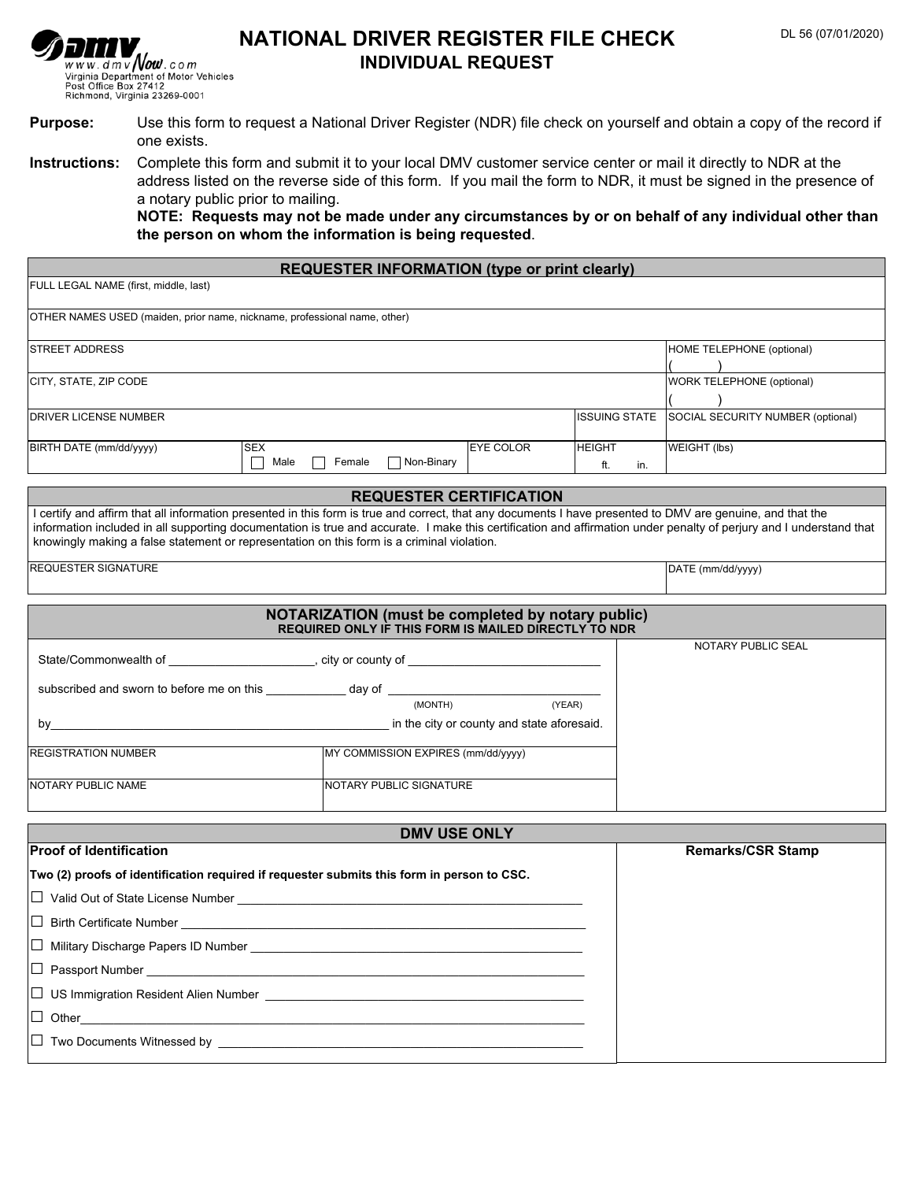www.dmvNow.com
Virginia Department of Motor Vehicles
Post Office Box 27412
Richmond, Virginia 23269-0001

DL 56 (07/01/2020)

# NATIONAL DRIVER REGISTER FILE CHECK
## INDIVIDUAL REQUEST

**Purpose:** Use this form to request a National Driver Register (NDR) file check on yourself and obtain a copy of the record if one exists.

**Instructions:** Complete this form and submit it to your local DMV customer service center or mail it directly to NDR at the address listed on the reverse side of this form. If you mail the form to NDR, it must be signed in the presence of a notary public prior to mailing.
**NOTE: Requests may not be made under any circumstances by or on behalf of any individual other than the person on whom the information is being requested**.

### REQUESTER INFORMATION (type or print clearly)

| | | | | | |
|---|---|---|---|---|---|
| FULL LEGAL NAME (first, middle, last) | | | | | |
| OTHER NAMES USED (maiden, prior name, nickname, professional name, other) | | | | | |
| STREET ADDRESS | | | | | HOME TELEPHONE (optional) ( ) |
| CITY, STATE, ZIP CODE | | | | | WORK TELEPHONE (optional) ( ) |
| DRIVER LICENSE NUMBER | | | | ISSUING STATE | SOCIAL SECURITY NUMBER (optional) |
| BIRTH DATE (mm/dd/yyyy) | SEX ☐ Male ☐ Female ☐ Non-Binary | | EYE COLOR | HEIGHT ft. in. | WEIGHT (lbs) |

### REQUESTER CERTIFICATION

I certify and affirm that all information presented in this form is true and correct, that any documents I have presented to DMV are genuine, and that the information included in all supporting documentation is true and accurate. I make this certification and affirmation under penalty of perjury and I understand that knowingly making a false statement or representation on this form is a criminal violation.

| | |
|---|---|
| REQUESTER SIGNATURE | DATE (mm/dd/yyyy) |

### NOTARIZATION (must be completed by notary public)
**REQUIRED ONLY IF THIS FORM IS MAILED DIRECTLY TO NDR**

State/Commonwealth of ______________________, city or county of ______________________________

subscribed and sworn to before me on this ____________ day of ______________________________
(MONTH) (YEAR)

by__________________________________________________ in the city or county and state aforesaid.

| | | |
|---|---|---|
| REGISTRATION NUMBER | MY COMMISSION EXPIRES (mm/dd/yyyy) | NOTARY PUBLIC SEAL |
| NOTARY PUBLIC NAME | NOTARY PUBLIC SIGNATURE | |

### DMV USE ONLY

**Proof of Identification** | **Remarks/CSR Stamp**

**Two (2) proofs of identification required if requester submits this form in person to CSC.**

- ☐ Valid Out of State License Number ______________________________
- ☐ Birth Certificate Number ______________________________
- ☐ Military Discharge Papers ID Number ______________________________
- ☐ Passport Number ______________________________
- ☐ US Immigration Resident Alien Number ______________________________
- ☐ Other______________________________
- ☐ Two Documents Witnessed by ______________________________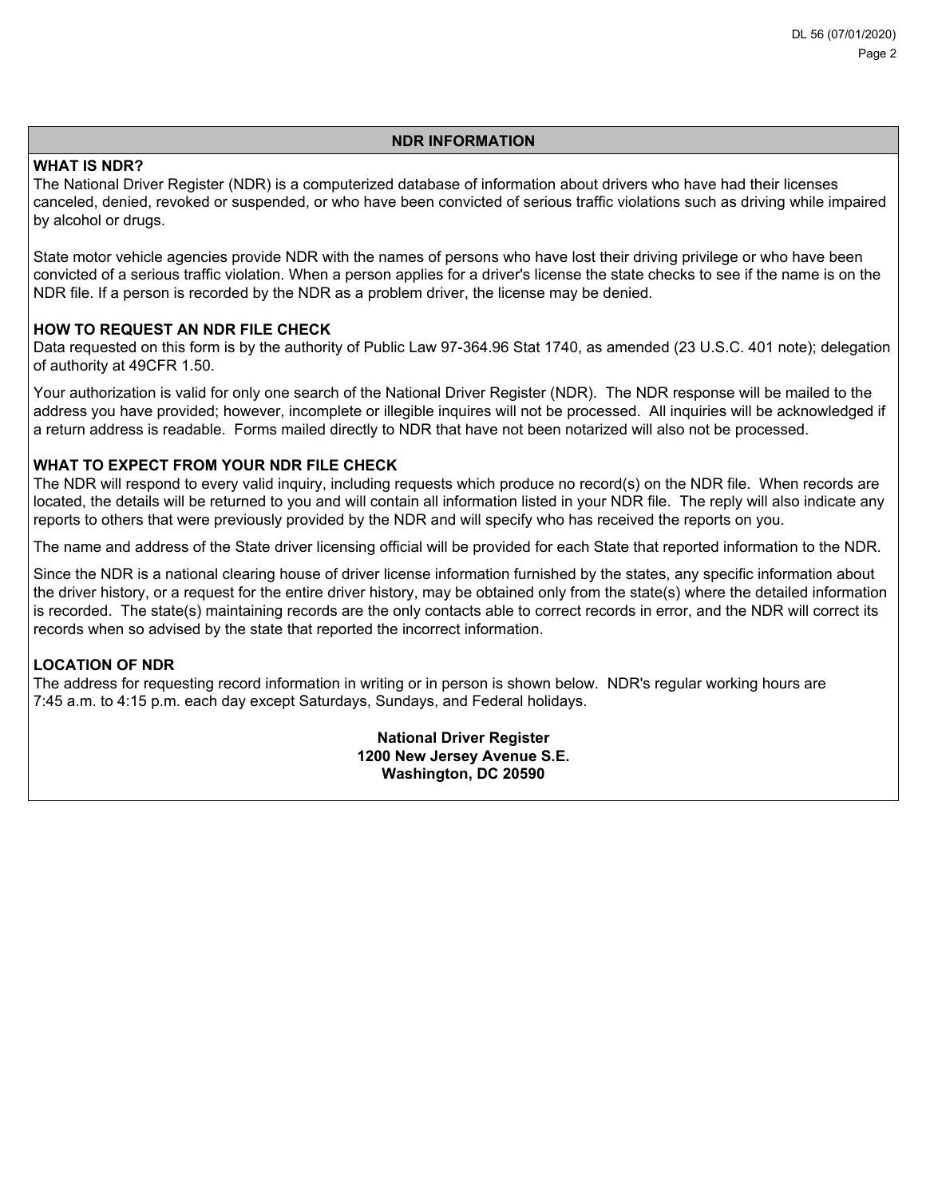## NDR INFORMATION

### WHAT IS NDR?

The National Driver Register (NDR) is a computerized database of information about drivers who have had their licenses canceled, denied, revoked or suspended, or who have been convicted of serious traffic violations such as driving while impaired by alcohol or drugs.

State motor vehicle agencies provide NDR with the names of persons who have lost their driving privilege or who have been convicted of a serious traffic violation. When a person applies for a driver's license the state checks to see if the name is on the NDR file. If a person is recorded by the NDR as a problem driver, the license may be denied.

### HOW TO REQUEST AN NDR FILE CHECK

Data requested on this form is by the authority of Public Law 97-364.96 Stat 1740, as amended (23 U.S.C. 401 note); delegation of authority at 49CFR 1.50.

Your authorization is valid for only one search of the National Driver Register (NDR). The NDR response will be mailed to the address you have provided; however, incomplete or illegible inquires will not be processed. All inquiries will be acknowledged if a return address is readable. Forms mailed directly to NDR that have not been notarized will also not be processed.

### WHAT TO EXPECT FROM YOUR NDR FILE CHECK

The NDR will respond to every valid inquiry, including requests which produce no record(s) on the NDR file. When records are located, the details will be returned to you and will contain all information listed in your NDR file. The reply will also indicate any reports to others that were previously provided by the NDR and will specify who has received the reports on you.

The name and address of the State driver licensing official will be provided for each State that reported information to the NDR.

Since the NDR is a national clearing house of driver license information furnished by the states, any specific information about the driver history, or a request for the entire driver history, may be obtained only from the state(s) where the detailed information is recorded. The state(s) maintaining records are the only contacts able to correct records in error, and the NDR will correct its records when so advised by the state that reported the incorrect information.

### LOCATION OF NDR

The address for requesting record information in writing or in person is shown below. NDR's regular working hours are 7:45 a.m. to 4:15 p.m. each day except Saturdays, Sundays, and Federal holidays.

**National Driver Register**
**1200 New Jersey Avenue S.E.**
**Washington, DC 20590**